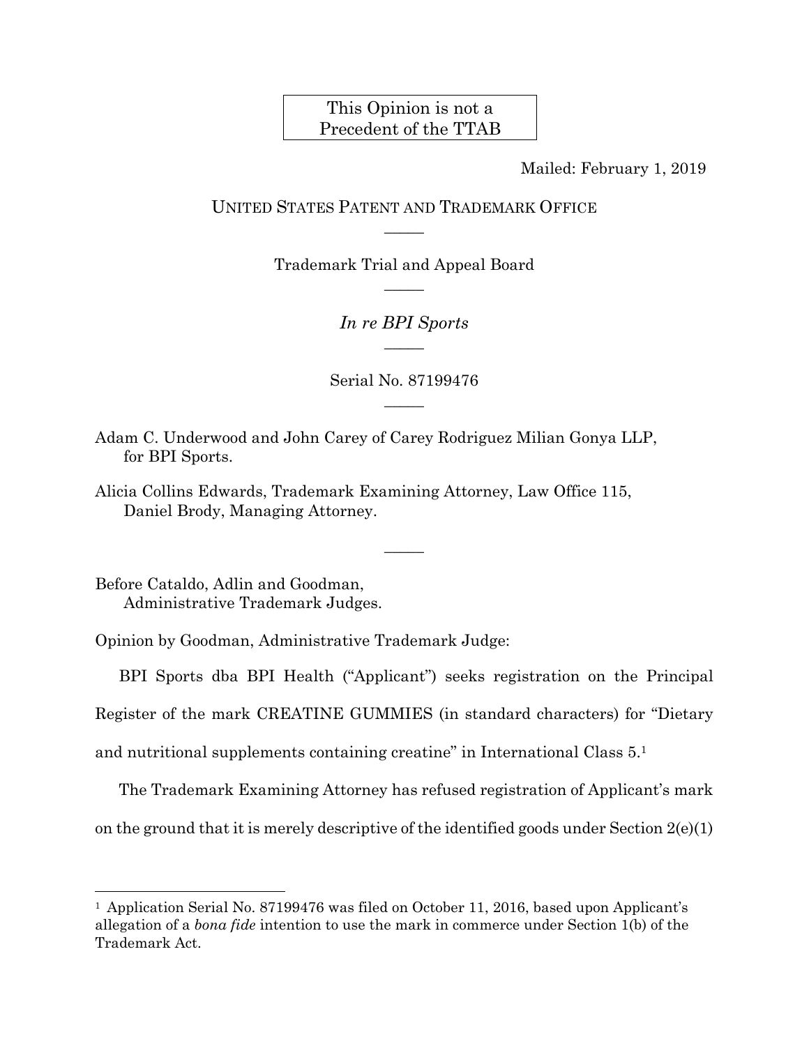This Opinion is not a Precedent of the TTAB

Mailed: February 1, 2019

UNITED STATES PATENT AND TRADEMARK OFFICE

Trademark Trial and Appeal Board

*In re BPI Sports*

Serial No. 87199476

Adam C. Underwood and John Carey of Carey Rodriguez Milian Gonya LLP, for BPI Sports.

Alicia Collins Edwards, Trademark Examining Attorney, Law Office 115, Daniel Brody, Managing Attorney.

Before Cataldo, Adlin and Goodman, Administrative Trademark Judges.

Opinion by Goodman, Administrative Trademark Judge:

BPI Sports dba BPI Health ("Applicant") seeks registration on the Principal Register of the mark CREATINE GUMMIES (in standard characters) for "Dietary and nutritional supplements containing creatine" in International Class 5.[1]

The Trademark Examining Attorney has refused registration of Applicant's mark on the ground that it is merely descriptive of the identified goods under Section 2(e)(1)

[1] Application Serial No. 87199476 was filed on October 11, 2016, based upon Applicant's allegation of a *bona fide* intention to use the mark in commerce under Section 1(b) of the Trademark Act.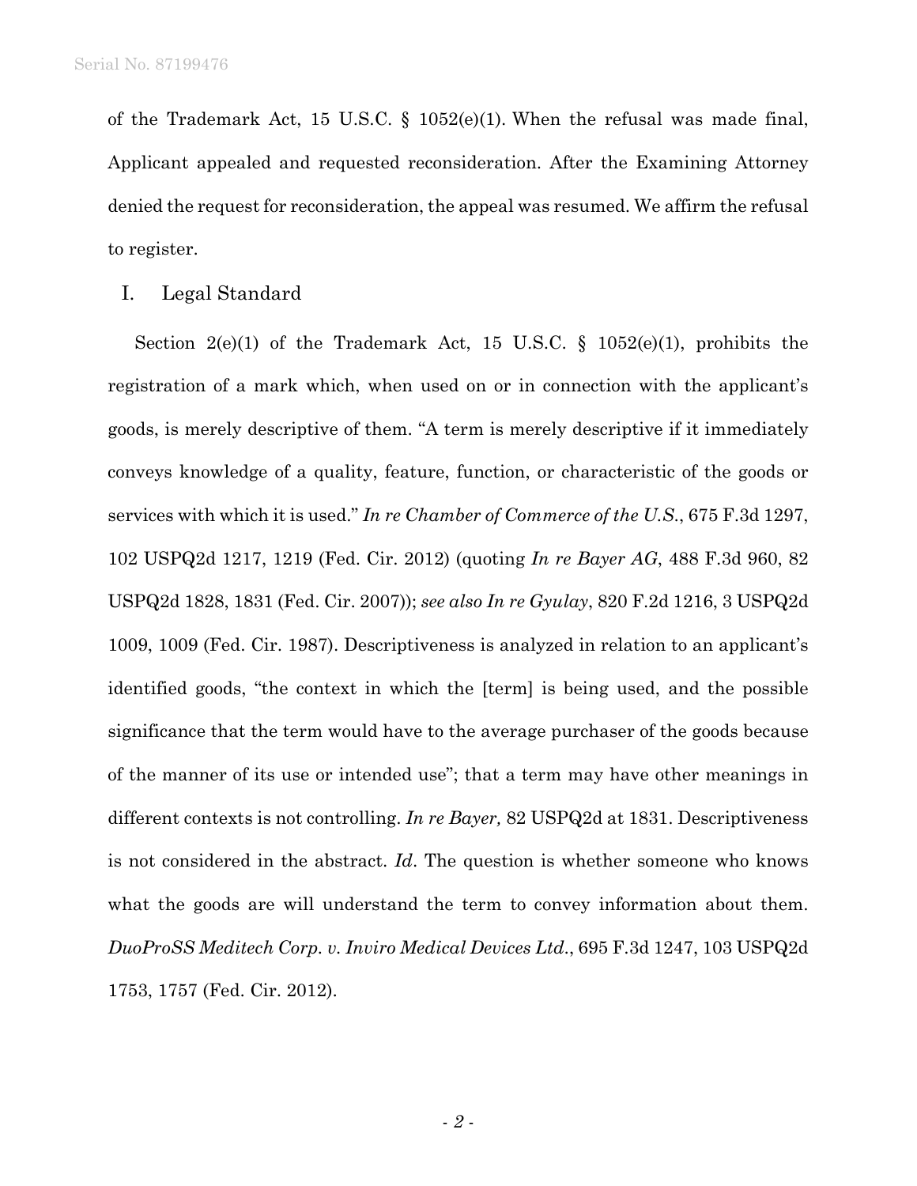of the Trademark Act, 15 U.S.C. § 1052(e)(1). When the refusal was made final, Applicant appealed and requested reconsideration. After the Examining Attorney denied the request for reconsideration, the appeal was resumed. We affirm the refusal to register.

## I. Legal Standard

Section 2(e)(1) of the Trademark Act, 15 U.S.C. § 1052(e)(1), prohibits the registration of a mark which, when used on or in connection with the applicant's goods, is merely descriptive of them. "A term is merely descriptive if it immediately conveys knowledge of a quality, feature, function, or characteristic of the goods or services with which it is used." *In re Chamber of Commerce of the U.S.*, 675 F.3d 1297, 102 USPQ2d 1217, 1219 (Fed. Cir. 2012) (quoting *In re Bayer AG*, 488 F.3d 960, 82 USPQ2d 1828, 1831 (Fed. Cir. 2007)); *see also In re Gyulay*, 820 F.2d 1216, 3 USPQ2d 1009, 1009 (Fed. Cir. 1987). Descriptiveness is analyzed in relation to an applicant's identified goods, "the context in which the [term] is being used, and the possible significance that the term would have to the average purchaser of the goods because of the manner of its use or intended use"; that a term may have other meanings in different contexts is not controlling. *In re Bayer,* 82 USPQ2d at 1831. Descriptiveness is not considered in the abstract. *Id*. The question is whether someone who knows what the goods are will understand the term to convey information about them. *DuoProSS Meditech Corp. v. Inviro Medical Devices Ltd*., 695 F.3d 1247, 103 USPQ2d 1753, 1757 (Fed. Cir. 2012).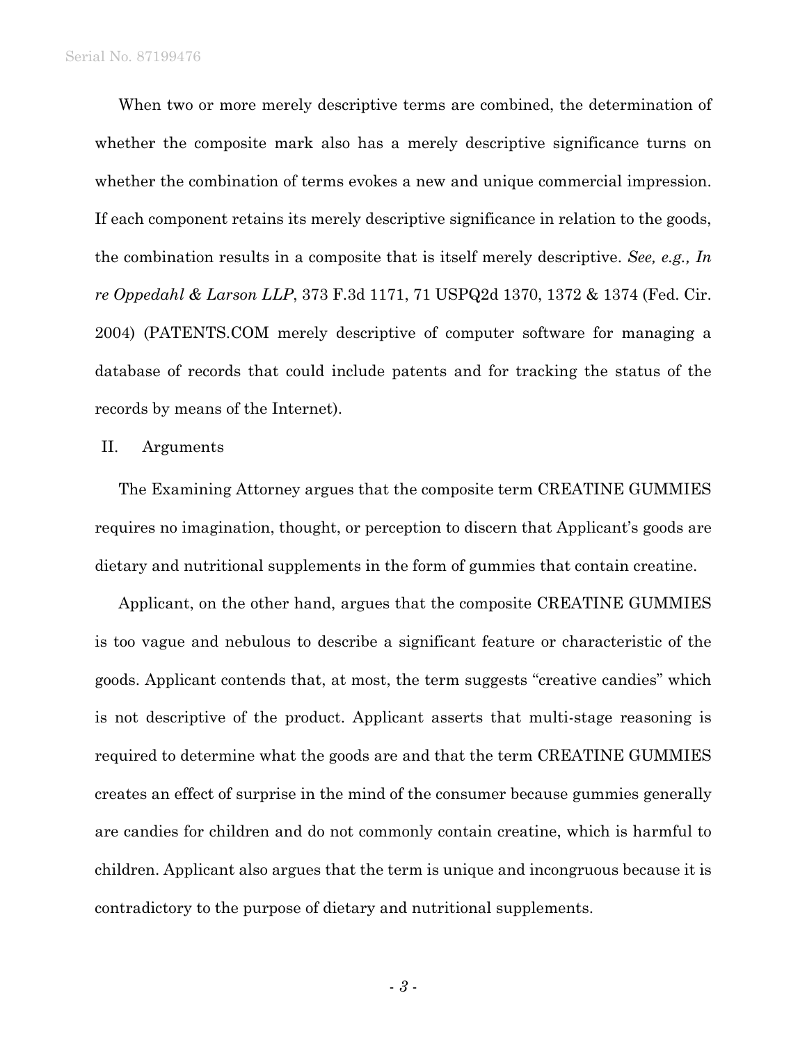When two or more merely descriptive terms are combined, the determination of whether the composite mark also has a merely descriptive significance turns on whether the combination of terms evokes a new and unique commercial impression. If each component retains its merely descriptive significance in relation to the goods, the combination results in a composite that is itself merely descriptive. *See, e.g., In re Oppedahl & Larson LLP*, 373 F.3d 1171, 71 USPQ2d 1370, 1372 & 1374 (Fed. Cir. 2004) (PATENTS.COM merely descriptive of computer software for managing a database of records that could include patents and for tracking the status of the records by means of the Internet).

## II. Arguments

The Examining Attorney argues that the composite term CREATINE GUMMIES requires no imagination, thought, or perception to discern that Applicant's goods are dietary and nutritional supplements in the form of gummies that contain creatine.

Applicant, on the other hand, argues that the composite CREATINE GUMMIES is too vague and nebulous to describe a significant feature or characteristic of the goods. Applicant contends that, at most, the term suggests "creative candies" which is not descriptive of the product. Applicant asserts that multi-stage reasoning is required to determine what the goods are and that the term CREATINE GUMMIES creates an effect of surprise in the mind of the consumer because gummies generally are candies for children and do not commonly contain creatine, which is harmful to children. Applicant also argues that the term is unique and incongruous because it is contradictory to the purpose of dietary and nutritional supplements.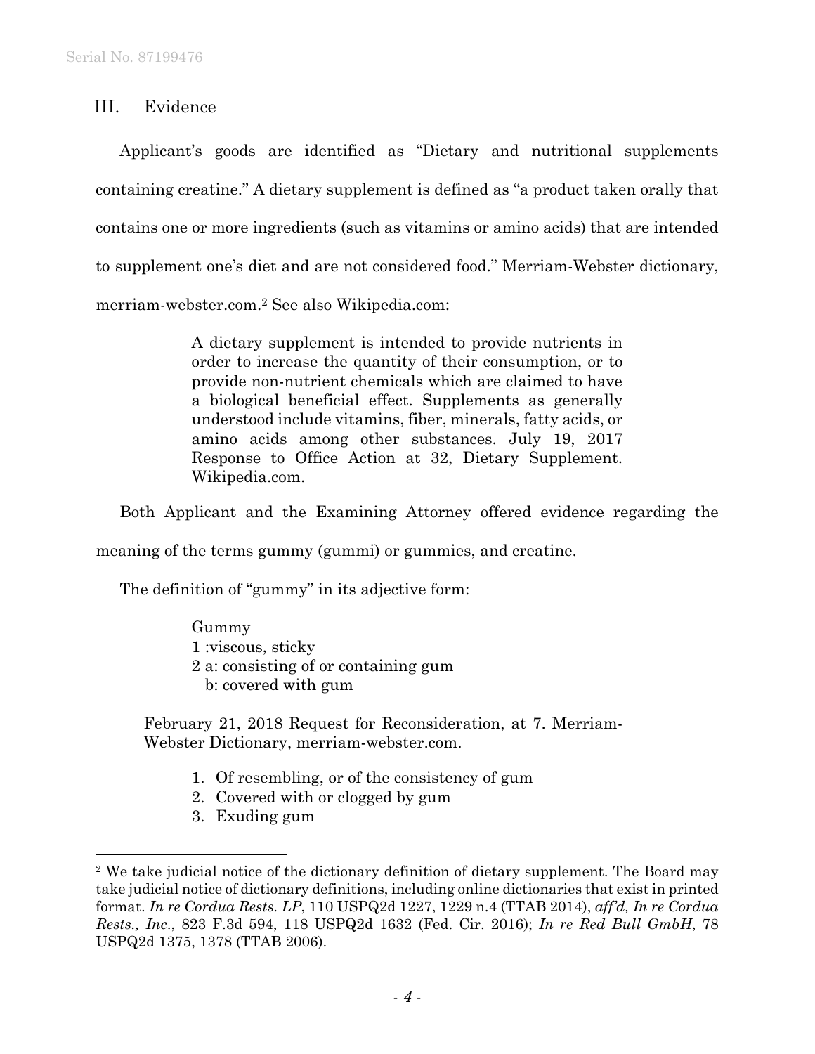## III. Evidence

Applicant's goods are identified as "Dietary and nutritional supplements containing creatine." A dietary supplement is defined as "a product taken orally that contains one or more ingredients (such as vitamins or amino acids) that are intended to supplement one's diet and are not considered food." Merriam-Webster dictionary, merriam-webster.com.[2] See also Wikipedia.com:

> A dietary supplement is intended to provide nutrients in order to increase the quantity of their consumption, or to provide non-nutrient chemicals which are claimed to have a biological beneficial effect. Supplements as generally understood include vitamins, fiber, minerals, fatty acids, or amino acids among other substances. July 19, 2017 Response to Office Action at 32, Dietary Supplement. Wikipedia.com.

Both Applicant and the Examining Attorney offered evidence regarding the meaning of the terms gummy (gummi) or gummies, and creatine.

The definition of "gummy" in its adjective form:

> Gummy
> 1 :viscous, sticky
> 2 a: consisting of or containing gum
>   b: covered with gum

February 21, 2018 Request for Reconsideration, at 7. Merriam-Webster Dictionary, merriam-webster.com.

1. Of resembling, or of the consistency of gum
2. Covered with or clogged by gum
3. Exuding gum

---

[2] We take judicial notice of the dictionary definition of dietary supplement. The Board may take judicial notice of dictionary definitions, including online dictionaries that exist in printed format. *In re Cordua Rests. LP*, 110 USPQ2d 1227, 1229 n.4 (TTAB 2014), *aff'd, In re Cordua Rests., Inc.*, 823 F.3d 594, 118 USPQ2d 1632 (Fed. Cir. 2016); *In re Red Bull GmbH*, 78 USPQ2d 1375, 1378 (TTAB 2006).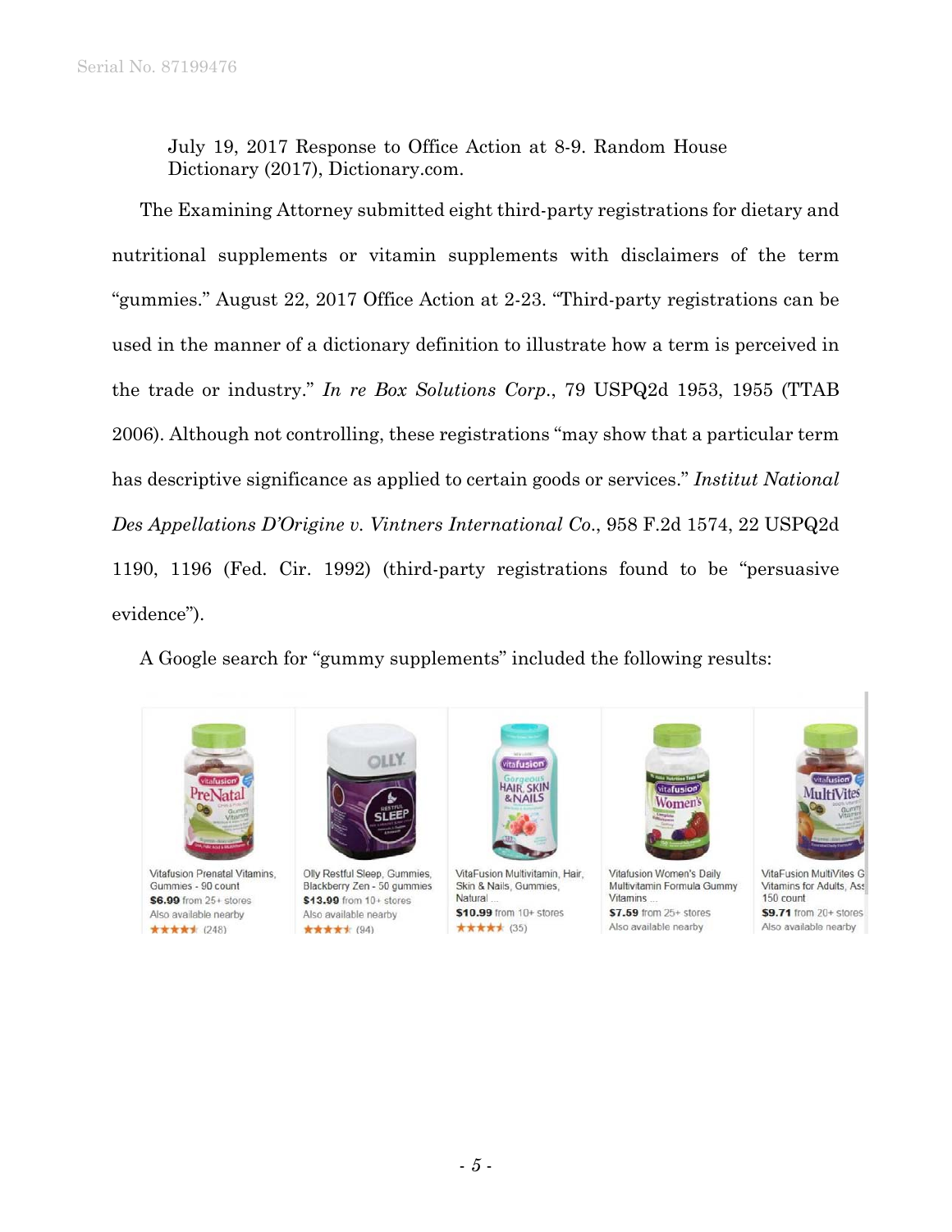July 19, 2017 Response to Office Action at 8-9. Random House Dictionary (2017), Dictionary.com.

The Examining Attorney submitted eight third-party registrations for dietary and nutritional supplements or vitamin supplements with disclaimers of the term "gummies." August 22, 2017 Office Action at 2-23. "Third-party registrations can be used in the manner of a dictionary definition to illustrate how a term is perceived in the trade or industry." *In re Box Solutions Corp.*, 79 USPQ2d 1953, 1955 (TTAB 2006). Although not controlling, these registrations "may show that a particular term has descriptive significance as applied to certain goods or services." *Institut National Des Appellations D'Origine v. Vintners International Co.*, 958 F.2d 1574, 22 USPQ2d 1190, 1196 (Fed. Cir. 1992) (third-party registrations found to be "persuasive evidence").

A Google search for "gummy supplements" included the following results:

| Vitafusion Prenatal Vitamins, Gummies - 90 count | Olly Restful Sleep, Gummies, Blackberry Zen - 50 gummies | VitaFusion Multivitamin, Hair, Skin & Nails, Gummies, Natural ... | Vitafusion Women's Daily Multivitamin Formula Gummy Vitamins ... | VitaFusion MultiVites G Vitamins for Adults, Ass 150 count |
|---|---|---|---|---|
| **$6.99** from 25+ stores | **$13.99** from 10+ stores | **$10.99** from 10+ stores | **$7.59** from 25+ stores | **$9.71** from 20+ stores |
| Also available nearby | Also available nearby | ★★★★★ (35) | Also available nearby | Also available nearby |
| ★★★★★ (248) | ★★★★★ (94) | | | |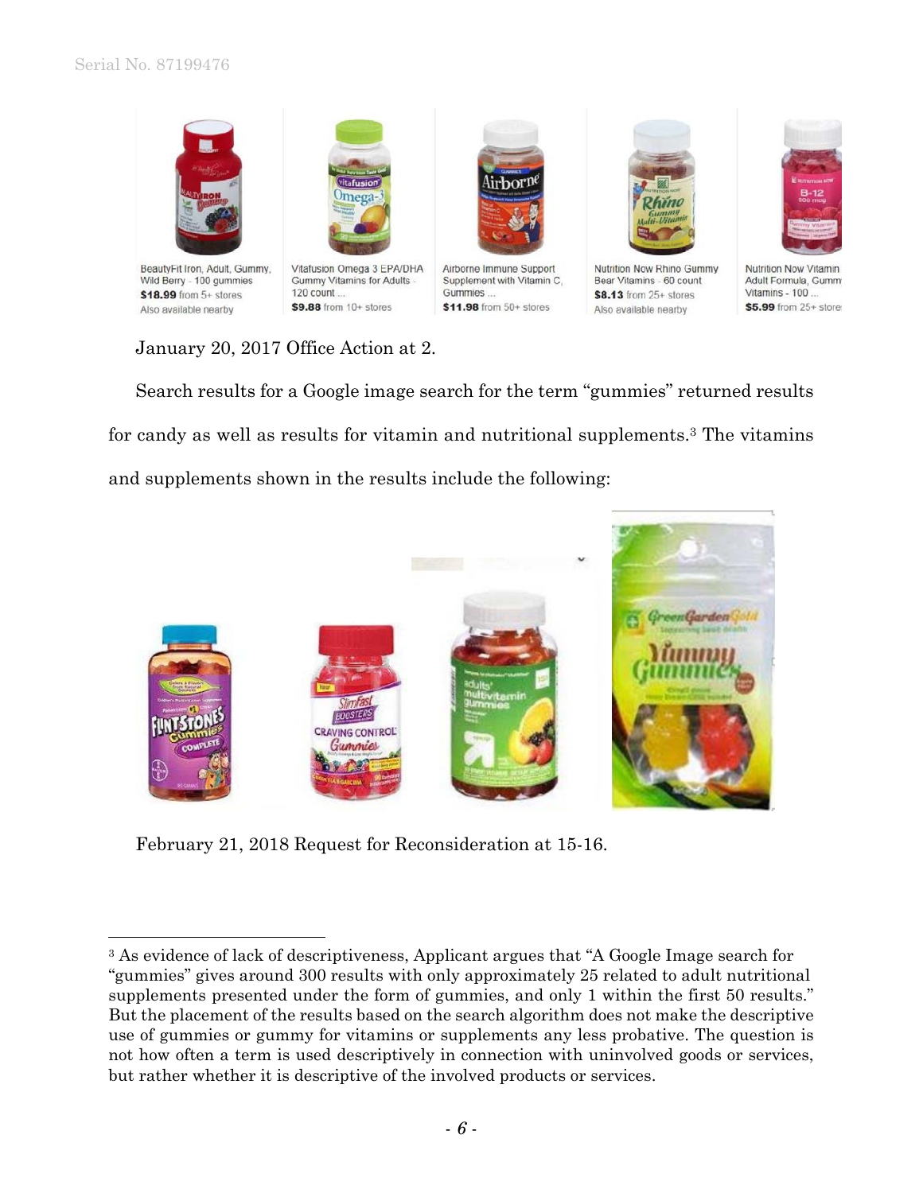BeautyFit Iron, Adult, Gummy, Wild Berry - 100 gummies
$18.99 from 5+ stores
Also available nearby

Vitafusion Omega 3 EPA/DHA Gummy Vitamins for Adults - 120 count ...
$9.88 from 10+ stores

Airborne Immune Support Supplement with Vitamin C, Gummies ...
$11.98 from 50+ stores

Nutrition Now Rhino Gummy Bear Vitamins - 60 count
$8.13 from 25+ stores
Also available nearby

Nutrition Now Vitamin Adult Formula, Gumm Vitamins - 100 ...
$5.99 from 25+ store

January 20, 2017 Office Action at 2.

Search results for a Google image search for the term "gummies" returned results for candy as well as results for vitamin and nutritional supplements.[3] The vitamins and supplements shown in the results include the following:

February 21, 2018 Request for Reconsideration at 15-16.

---

[3] As evidence of lack of descriptiveness, Applicant argues that "A Google Image search for "gummies" gives around 300 results with only approximately 25 related to adult nutritional supplements presented under the form of gummies, and only 1 within the first 50 results." But the placement of the results based on the search algorithm does not make the descriptive use of gummies or gummy for vitamins or supplements any less probative. The question is not how often a term is used descriptively in connection with uninvolved goods or services, but rather whether it is descriptive of the involved products or services.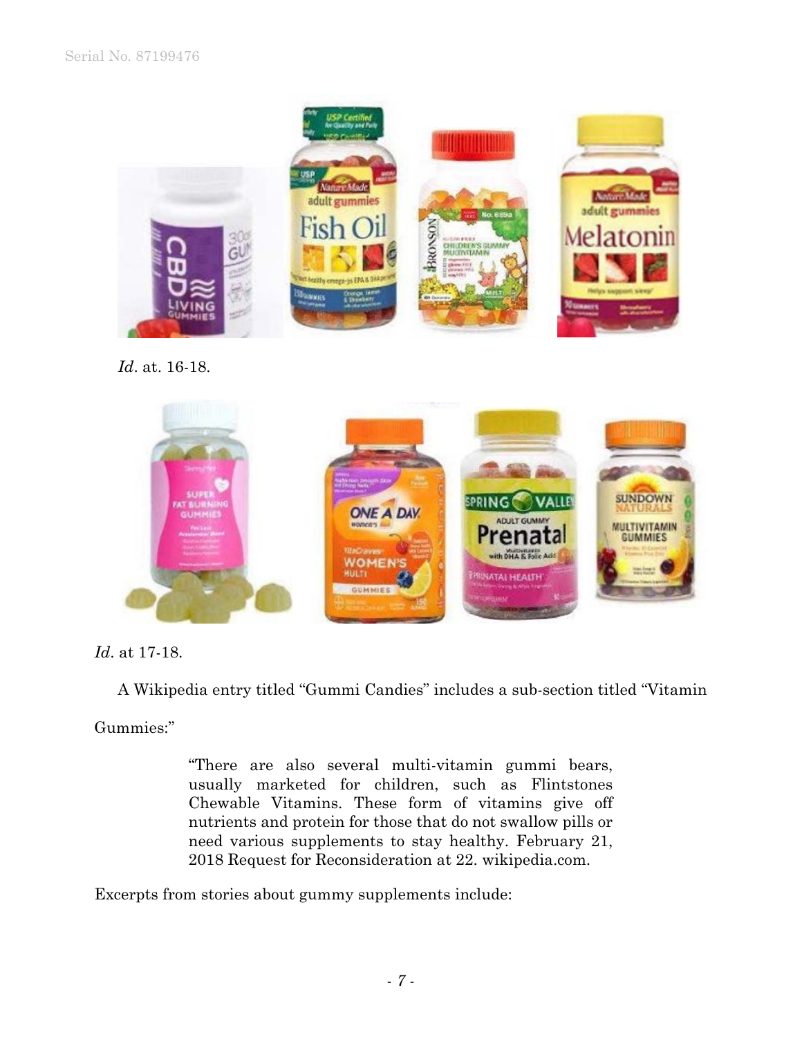*Id*. at. 16-18.

*Id*. at 17-18.

A Wikipedia entry titled "Gummi Candies" includes a sub-section titled "Vitamin Gummies:"

> "There are also several multi-vitamin gummi bears, usually marketed for children, such as Flintstones Chewable Vitamins. These form of vitamins give off nutrients and protein for those that do not swallow pills or need various supplements to stay healthy. February 21, 2018 Request for Reconsideration at 22. wikipedia.com.

Excerpts from stories about gummy supplements include: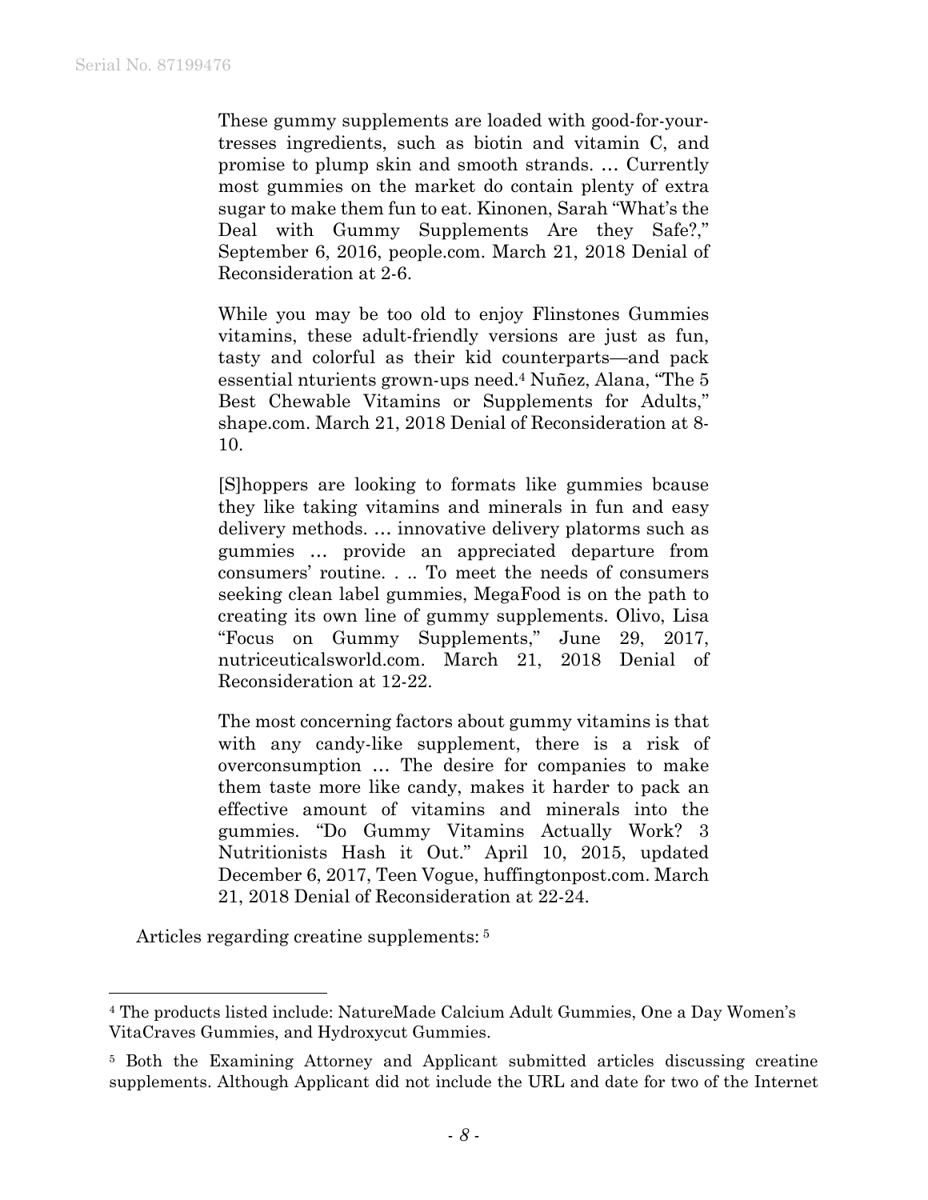> These gummy supplements are loaded with good-for-your-tresses ingredients, such as biotin and vitamin C, and promise to plump skin and smooth strands. … Currently most gummies on the market do contain plenty of extra sugar to make them fun to eat. Kinonen, Sarah "What's the Deal with Gummy Supplements Are they Safe?," September 6, 2016, people.com. March 21, 2018 Denial of Reconsideration at 2-6.

> While you may be too old to enjoy Flinstones Gummies vitamins, these adult-friendly versions are just as fun, tasty and colorful as their kid counterparts—and pack essential nturients grown-ups need.[4] Nuñez, Alana, "The 5 Best Chewable Vitamins or Supplements for Adults," shape.com. March 21, 2018 Denial of Reconsideration at 8-10.

> [S]hoppers are looking to formats like gummies bcause they like taking vitamins and minerals in fun and easy delivery methods. … innovative delivery platorms such as gummies … provide an appreciated departure from consumers' routine. . .. To meet the needs of consumers seeking clean label gummies, MegaFood is on the path to creating its own line of gummy supplements. Olivo, Lisa "Focus on Gummy Supplements," June 29, 2017, nutriceuticalsworld.com. March 21, 2018 Denial of Reconsideration at 12-22.

> The most concerning factors about gummy vitamins is that with any candy-like supplement, there is a risk of overconsumption … The desire for companies to make them taste more like candy, makes it harder to pack an effective amount of vitamins and minerals into the gummies. "Do Gummy Vitamins Actually Work? 3 Nutritionists Hash it Out." April 10, 2015, updated December 6, 2017, Teen Vogue, huffingtonpost.com. March 21, 2018 Denial of Reconsideration at 22-24.

Articles regarding creatine supplements: [5]

---

[4] The products listed include: NatureMade Calcium Adult Gummies, One a Day Women's VitaCraves Gummies, and Hydroxycut Gummies.

[5] Both the Examining Attorney and Applicant submitted articles discussing creatine supplements. Although Applicant did not include the URL and date for two of the Internet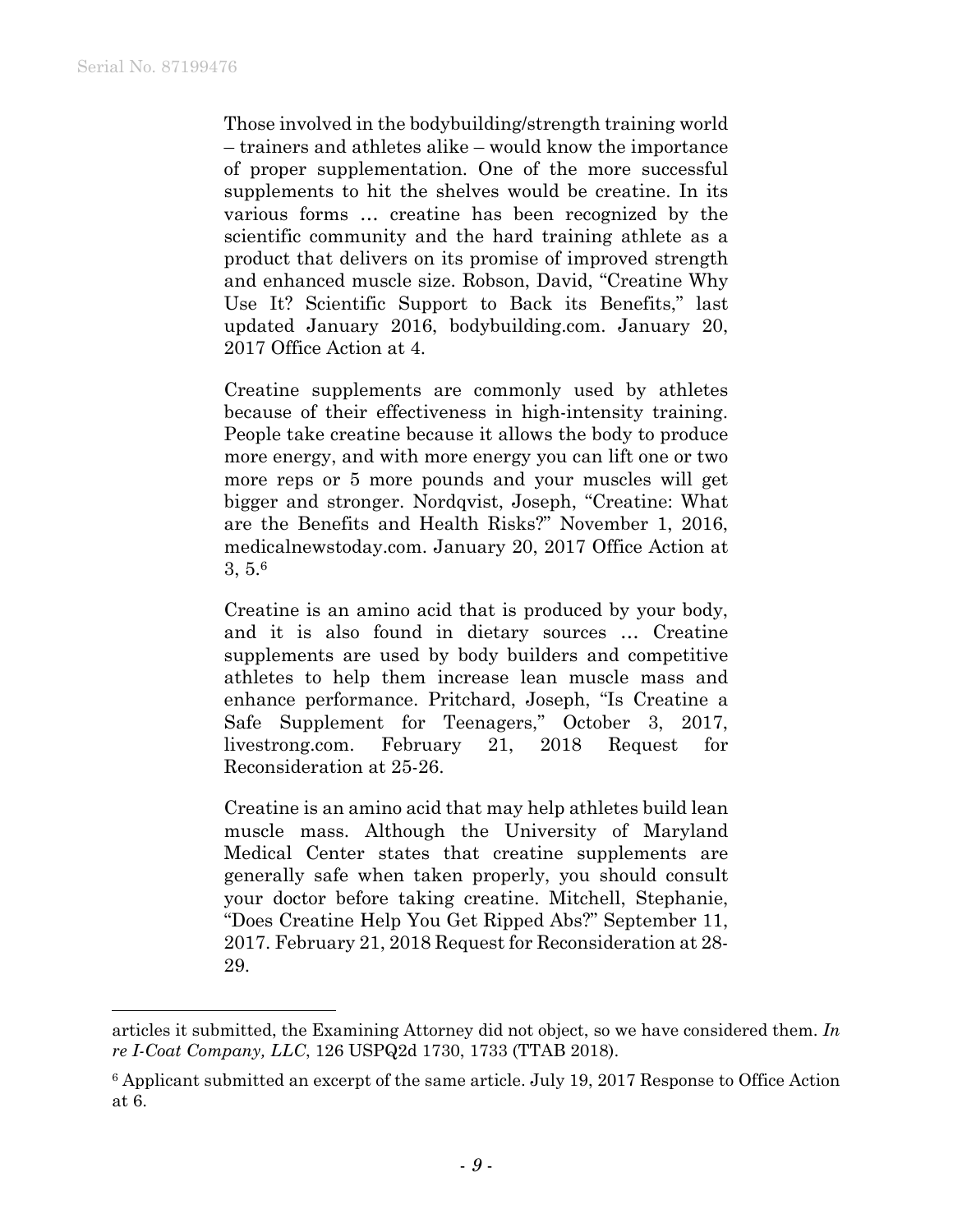> Those involved in the bodybuilding/strength training world – trainers and athletes alike – would know the importance of proper supplementation. One of the more successful supplements to hit the shelves would be creatine. In its various forms … creatine has been recognized by the scientific community and the hard training athlete as a product that delivers on its promise of improved strength and enhanced muscle size. Robson, David, "Creatine Why Use It? Scientific Support to Back its Benefits," last updated January 2016, bodybuilding.com. January 20, 2017 Office Action at 4.
>
> Creatine supplements are commonly used by athletes because of their effectiveness in high-intensity training. People take creatine because it allows the body to produce more energy, and with more energy you can lift one or two more reps or 5 more pounds and your muscles will get bigger and stronger. Nordqvist, Joseph, "Creatine: What are the Benefits and Health Risks?" November 1, 2016, medicalnewstoday.com. January 20, 2017 Office Action at 3, 5.[6]
>
> Creatine is an amino acid that is produced by your body, and it is also found in dietary sources … Creatine supplements are used by body builders and competitive athletes to help them increase lean muscle mass and enhance performance. Pritchard, Joseph, "Is Creatine a Safe Supplement for Teenagers," October 3, 2017, livestrong.com. February 21, 2018 Request for Reconsideration at 25-26.
>
> Creatine is an amino acid that may help athletes build lean muscle mass. Although the University of Maryland Medical Center states that creatine supplements are generally safe when taken properly, you should consult your doctor before taking creatine. Mitchell, Stephanie, "Does Creatine Help You Get Ripped Abs?" September 11, 2017. February 21, 2018 Request for Reconsideration at 28-29.

---

articles it submitted, the Examining Attorney did not object, so we have considered them. *In re I-Coat Company, LLC*, 126 USPQ2d 1730, 1733 (TTAB 2018).

[6] Applicant submitted an excerpt of the same article. July 19, 2017 Response to Office Action at 6.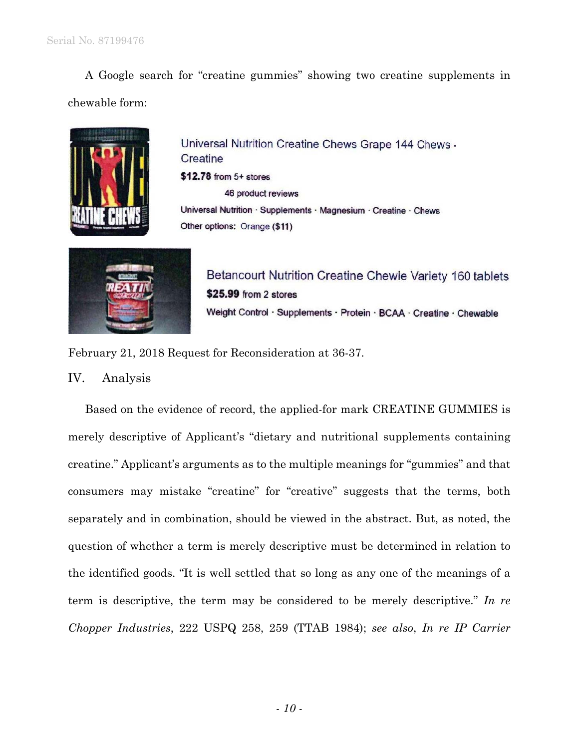A Google search for "creatine gummies" showing two creatine supplements in chewable form:

Universal Nutrition Creatine Chews Grape 144 Chews - Creatine
**$12.78** from 5+ stores
46 product reviews
Universal Nutrition · Supplements · Magnesium · Creatine · Chews
Other options: Orange (**$11**)

Betancourt Nutrition Creatine Chewie Variety 160 tablets
**$25.99** from 2 stores
Weight Control · Supplements · Protein · BCAA · Creatine · Chewable

February 21, 2018 Request for Reconsideration at 36-37.

## IV. Analysis

Based on the evidence of record, the applied-for mark CREATINE GUMMIES is merely descriptive of Applicant's "dietary and nutritional supplements containing creatine." Applicant's arguments as to the multiple meanings for "gummies" and that consumers may mistake "creatine" for "creative" suggests that the terms, both separately and in combination, should be viewed in the abstract. But, as noted, the question of whether a term is merely descriptive must be determined in relation to the identified goods. "It is well settled that so long as any one of the meanings of a term is descriptive, the term may be considered to be merely descriptive." *In re Chopper Industries*, 222 USPQ 258, 259 (TTAB 1984); *see also*, *In re IP Carrier*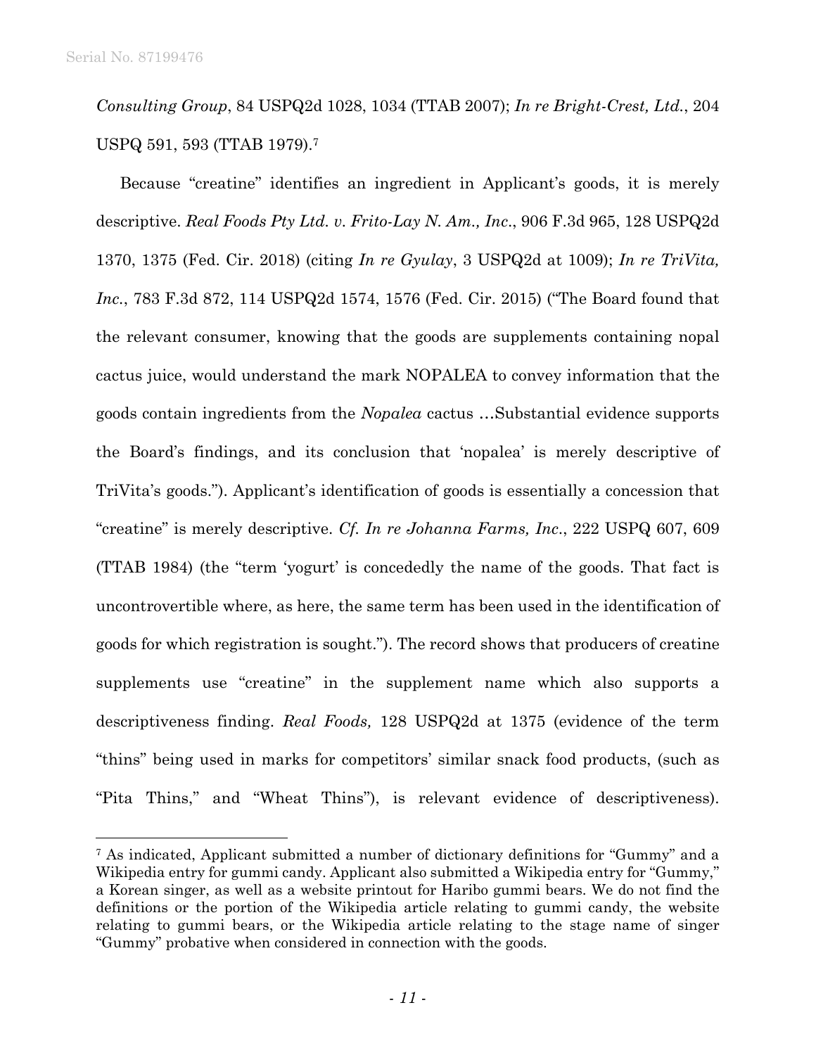*Consulting Group*, 84 USPQ2d 1028, 1034 (TTAB 2007); *In re Bright-Crest, Ltd.*, 204 USPQ 591, 593 (TTAB 1979).[7]

Because "creatine" identifies an ingredient in Applicant's goods, it is merely descriptive. *Real Foods Pty Ltd. v. Frito-Lay N. Am., Inc.*, 906 F.3d 965, 128 USPQ2d 1370, 1375 (Fed. Cir. 2018) (citing *In re Gyulay*, 3 USPQ2d at 1009); *In re TriVita, Inc.*, 783 F.3d 872, 114 USPQ2d 1574, 1576 (Fed. Cir. 2015) ("The Board found that the relevant consumer, knowing that the goods are supplements containing nopal cactus juice, would understand the mark NOPALEA to convey information that the goods contain ingredients from the *Nopalea* cactus …Substantial evidence supports the Board's findings, and its conclusion that 'nopalea' is merely descriptive of TriVita's goods."). Applicant's identification of goods is essentially a concession that "creatine" is merely descriptive. *Cf. In re Johanna Farms, Inc.*, 222 USPQ 607, 609 (TTAB 1984) (the "term 'yogurt' is concededly the name of the goods. That fact is uncontrovertible where, as here, the same term has been used in the identification of goods for which registration is sought."). The record shows that producers of creatine supplements use "creatine" in the supplement name which also supports a descriptiveness finding. *Real Foods,* 128 USPQ2d at 1375 (evidence of the term "thins" being used in marks for competitors' similar snack food products, (such as "Pita Thins," and "Wheat Thins"), is relevant evidence of descriptiveness).

---

[7] As indicated, Applicant submitted a number of dictionary definitions for "Gummy" and a Wikipedia entry for gummi candy. Applicant also submitted a Wikipedia entry for "Gummy," a Korean singer, as well as a website printout for Haribo gummi bears. We do not find the definitions or the portion of the Wikipedia article relating to gummi candy, the website relating to gummi bears, or the Wikipedia article relating to the stage name of singer "Gummy" probative when considered in connection with the goods.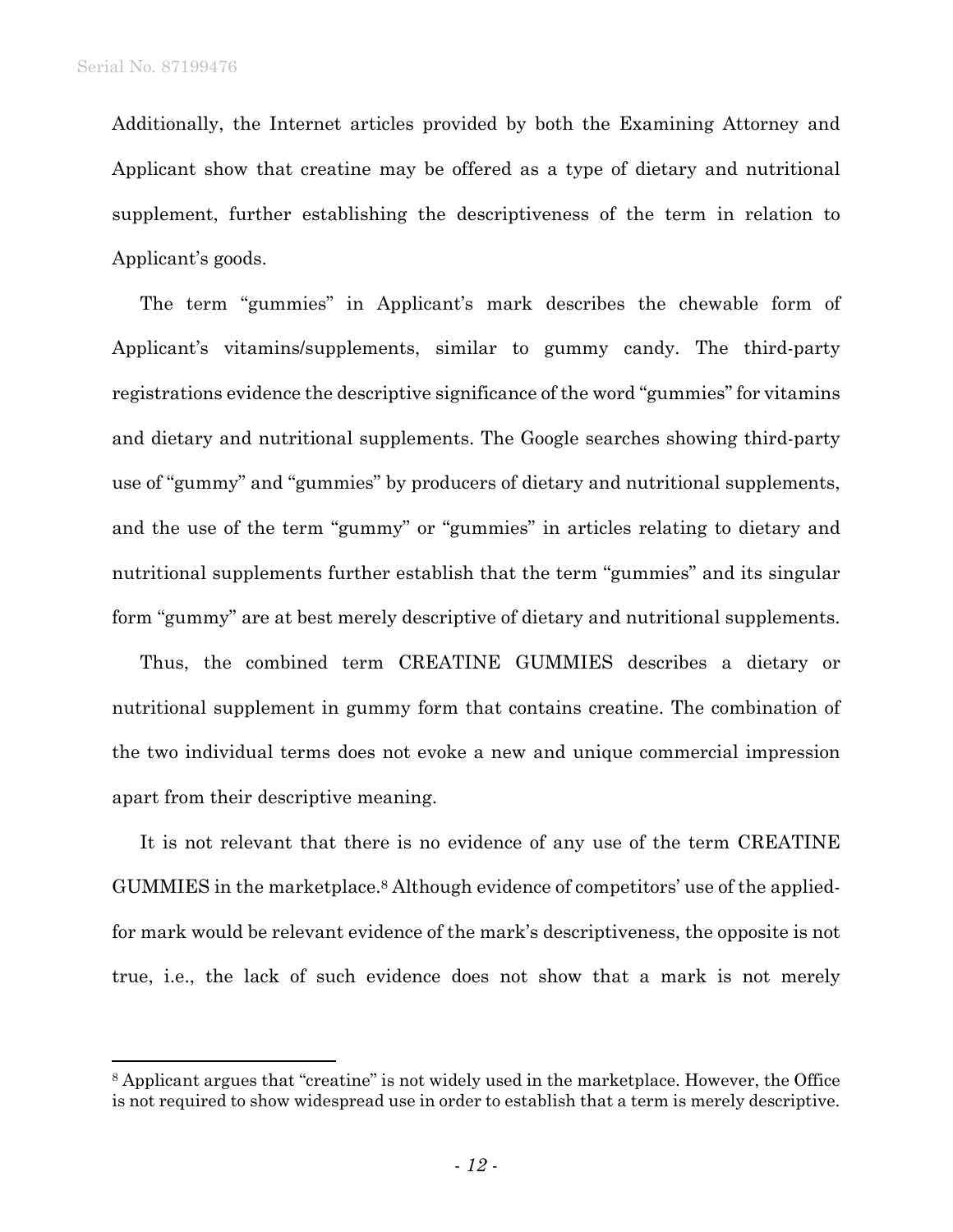Additionally, the Internet articles provided by both the Examining Attorney and Applicant show that creatine may be offered as a type of dietary and nutritional supplement, further establishing the descriptiveness of the term in relation to Applicant's goods.

The term "gummies" in Applicant's mark describes the chewable form of Applicant's vitamins/supplements, similar to gummy candy. The third-party registrations evidence the descriptive significance of the word "gummies" for vitamins and dietary and nutritional supplements. The Google searches showing third-party use of "gummy" and "gummies" by producers of dietary and nutritional supplements, and the use of the term "gummy" or "gummies" in articles relating to dietary and nutritional supplements further establish that the term "gummies" and its singular form "gummy" are at best merely descriptive of dietary and nutritional supplements.

Thus, the combined term CREATINE GUMMIES describes a dietary or nutritional supplement in gummy form that contains creatine. The combination of the two individual terms does not evoke a new and unique commercial impression apart from their descriptive meaning.

It is not relevant that there is no evidence of any use of the term CREATINE GUMMIES in the marketplace.[8] Although evidence of competitors' use of the applied-for mark would be relevant evidence of the mark's descriptiveness, the opposite is not true, i.e., the lack of such evidence does not show that a mark is not merely

---

[8] Applicant argues that "creatine" is not widely used in the marketplace. However, the Office is not required to show widespread use in order to establish that a term is merely descriptive.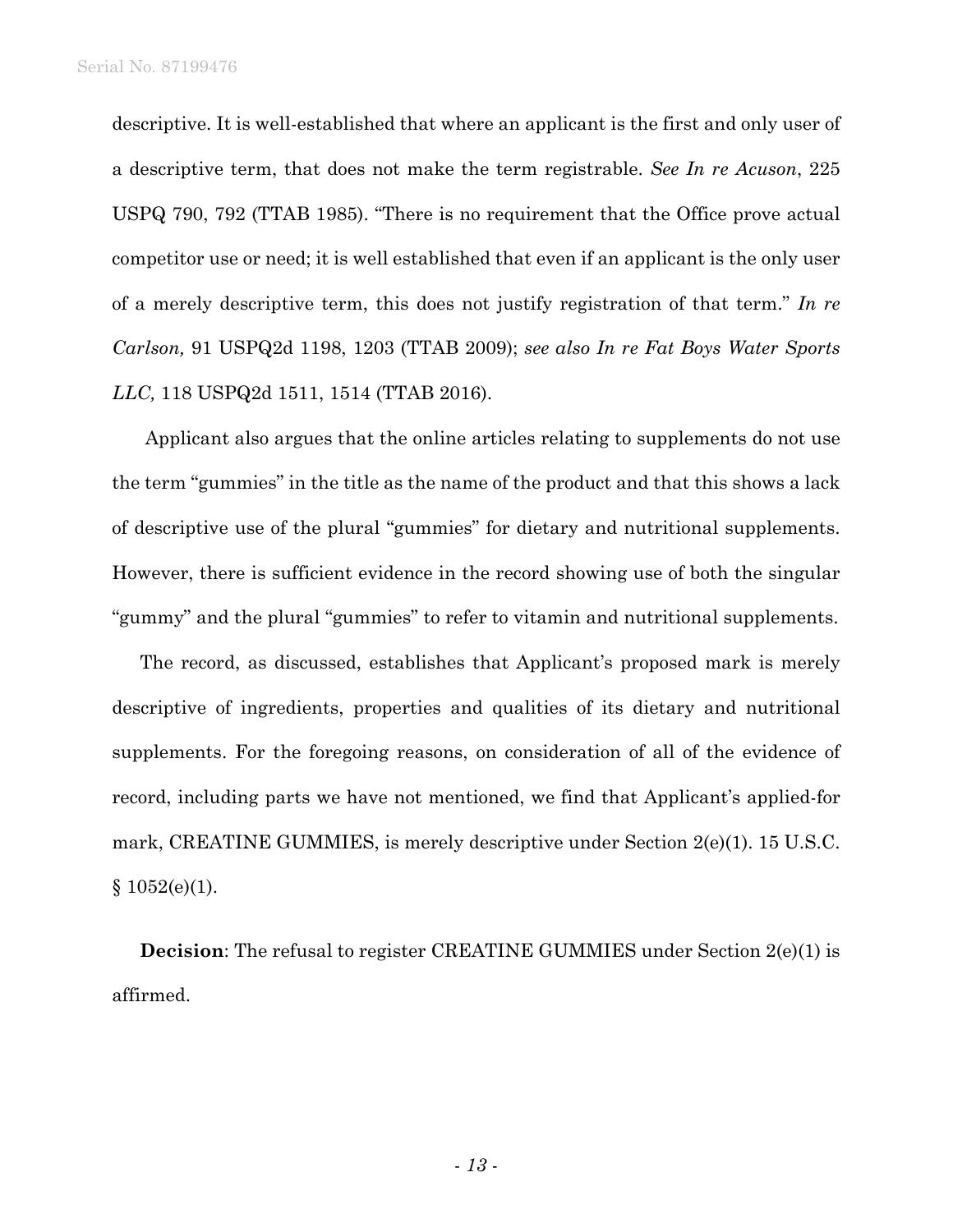descriptive. It is well-established that where an applicant is the first and only user of a descriptive term, that does not make the term registrable. *See In re Acuson*, 225 USPQ 790, 792 (TTAB 1985). "There is no requirement that the Office prove actual competitor use or need; it is well established that even if an applicant is the only user of a merely descriptive term, this does not justify registration of that term." *In re Carlson,* 91 USPQ2d 1198, 1203 (TTAB 2009); *see also In re Fat Boys Water Sports LLC,* 118 USPQ2d 1511, 1514 (TTAB 2016).

Applicant also argues that the online articles relating to supplements do not use the term "gummies" in the title as the name of the product and that this shows a lack of descriptive use of the plural "gummies" for dietary and nutritional supplements. However, there is sufficient evidence in the record showing use of both the singular "gummy" and the plural "gummies" to refer to vitamin and nutritional supplements.

The record, as discussed, establishes that Applicant's proposed mark is merely descriptive of ingredients, properties and qualities of its dietary and nutritional supplements. For the foregoing reasons, on consideration of all of the evidence of record, including parts we have not mentioned, we find that Applicant's applied-for mark, CREATINE GUMMIES, is merely descriptive under Section 2(e)(1). 15 U.S.C. § 1052(e)(1).

**Decision**: The refusal to register CREATINE GUMMIES under Section 2(e)(1) is affirmed.